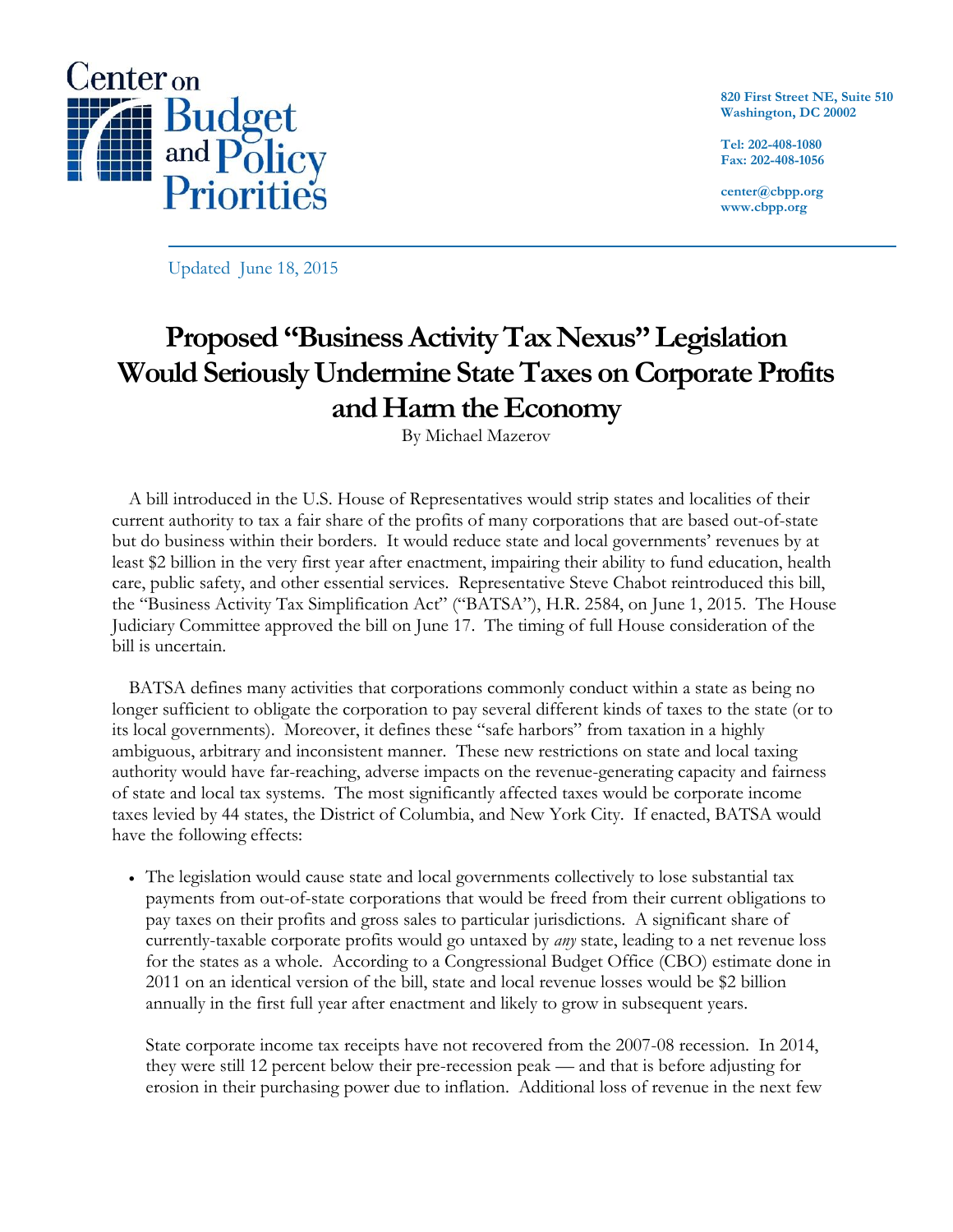Center on Budget and Policy Priorities

820 First Street NE, Suite 510
Washington, DC 20002

Tel: 202-408-1080
Fax: 202-408-1056

center@cbpp.org
www.cbpp.org

Updated June 18, 2015

# Proposed "Business Activity Tax Nexus" Legislation Would Seriously Undermine State Taxes on Corporate Profits and Harm the Economy

By Michael Mazerov

A bill introduced in the U.S. House of Representatives would strip states and localities of their current authority to tax a fair share of the profits of many corporations that are based out-of-state but do business within their borders. It would reduce state and local governments' revenues by at least $2 billion in the very first year after enactment, impairing their ability to fund education, health care, public safety, and other essential services. Representative Steve Chabot reintroduced this bill, the "Business Activity Tax Simplification Act" ("BATSA"), H.R. 2584, on June 1, 2015. The House Judiciary Committee approved the bill on June 17. The timing of full House consideration of the bill is uncertain.

BATSA defines many activities that corporations commonly conduct within a state as being no longer sufficient to obligate the corporation to pay several different kinds of taxes to the state (or to its local governments). Moreover, it defines these "safe harbors" from taxation in a highly ambiguous, arbitrary and inconsistent manner. These new restrictions on state and local taxing authority would have far-reaching, adverse impacts on the revenue-generating capacity and fairness of state and local tax systems. The most significantly affected taxes would be corporate income taxes levied by 44 states, the District of Columbia, and New York City. If enacted, BATSA would have the following effects:

- The legislation would cause state and local governments collectively to lose substantial tax payments from out-of-state corporations that would be freed from their current obligations to pay taxes on their profits and gross sales to particular jurisdictions. A significant share of currently-taxable corporate profits would go untaxed by *any* state, leading to a net revenue loss for the states as a whole. According to a Congressional Budget Office (CBO) estimate done in 2011 on an identical version of the bill, state and local revenue losses would be $2 billion annually in the first full year after enactment and likely to grow in subsequent years.

  State corporate income tax receipts have not recovered from the 2007-08 recession. In 2014, they were still 12 percent below their pre-recession peak — and that is before adjusting for erosion in their purchasing power due to inflation. Additional loss of revenue in the next few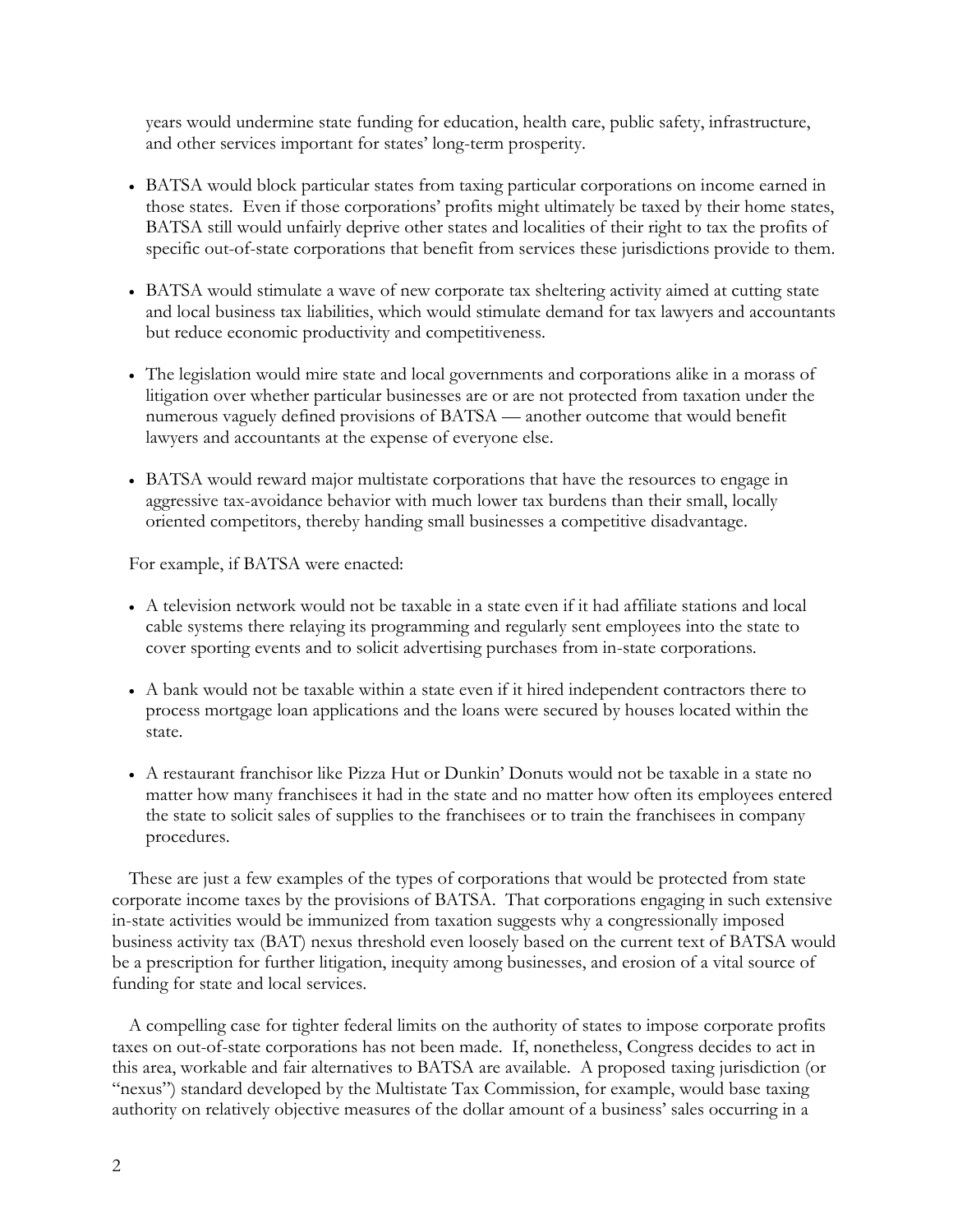years would undermine state funding for education, health care, public safety, infrastructure, and other services important for states' long-term prosperity.

- BATSA would block particular states from taxing particular corporations on income earned in those states. Even if those corporations' profits might ultimately be taxed by their home states, BATSA still would unfairly deprive other states and localities of their right to tax the profits of specific out-of-state corporations that benefit from services these jurisdictions provide to them.
- BATSA would stimulate a wave of new corporate tax sheltering activity aimed at cutting state and local business tax liabilities, which would stimulate demand for tax lawyers and accountants but reduce economic productivity and competitiveness.
- The legislation would mire state and local governments and corporations alike in a morass of litigation over whether particular businesses are or are not protected from taxation under the numerous vaguely defined provisions of BATSA — another outcome that would benefit lawyers and accountants at the expense of everyone else.
- BATSA would reward major multistate corporations that have the resources to engage in aggressive tax-avoidance behavior with much lower tax burdens than their small, locally oriented competitors, thereby handing small businesses a competitive disadvantage.

For example, if BATSA were enacted:

- A television network would not be taxable in a state even if it had affiliate stations and local cable systems there relaying its programming and regularly sent employees into the state to cover sporting events and to solicit advertising purchases from in-state corporations.
- A bank would not be taxable within a state even if it hired independent contractors there to process mortgage loan applications and the loans were secured by houses located within the state.
- A restaurant franchisor like Pizza Hut or Dunkin' Donuts would not be taxable in a state no matter how many franchisees it had in the state and no matter how often its employees entered the state to solicit sales of supplies to the franchisees or to train the franchisees in company procedures.

These are just a few examples of the types of corporations that would be protected from state corporate income taxes by the provisions of BATSA. That corporations engaging in such extensive in-state activities would be immunized from taxation suggests why a congressionally imposed business activity tax (BAT) nexus threshold even loosely based on the current text of BATSA would be a prescription for further litigation, inequity among businesses, and erosion of a vital source of funding for state and local services.

A compelling case for tighter federal limits on the authority of states to impose corporate profits taxes on out-of-state corporations has not been made. If, nonetheless, Congress decides to act in this area, workable and fair alternatives to BATSA are available. A proposed taxing jurisdiction (or "nexus") standard developed by the Multistate Tax Commission, for example, would base taxing authority on relatively objective measures of the dollar amount of a business' sales occurring in a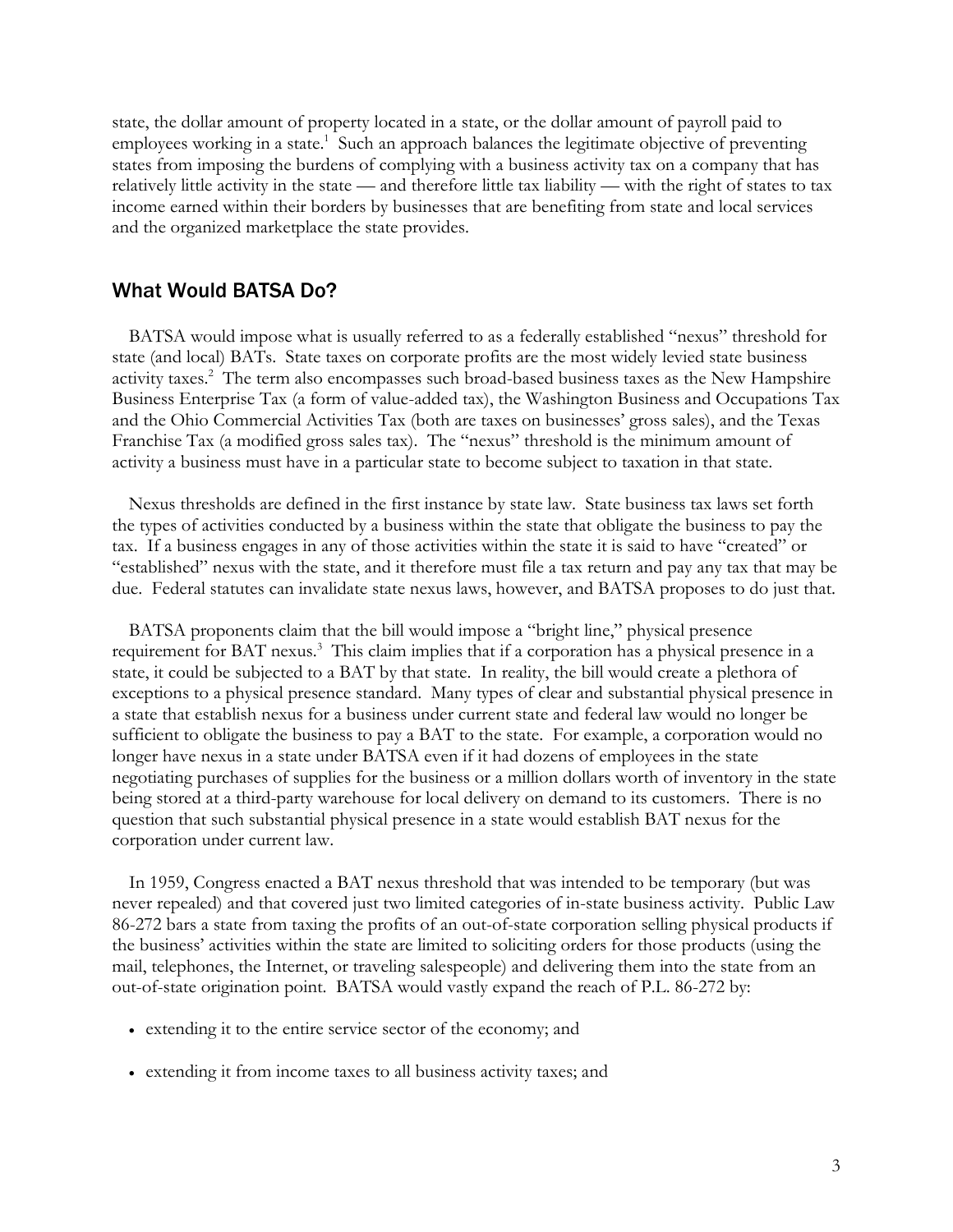state, the dollar amount of property located in a state, or the dollar amount of payroll paid to employees working in a state.[1] Such an approach balances the legitimate objective of preventing states from imposing the burdens of complying with a business activity tax on a company that has relatively little activity in the state — and therefore little tax liability — with the right of states to tax income earned within their borders by businesses that are benefiting from state and local services and the organized marketplace the state provides.

## What Would BATSA Do?

BATSA would impose what is usually referred to as a federally established "nexus" threshold for state (and local) BATs. State taxes on corporate profits are the most widely levied state business activity taxes.[2] The term also encompasses such broad-based business taxes as the New Hampshire Business Enterprise Tax (a form of value-added tax), the Washington Business and Occupations Tax and the Ohio Commercial Activities Tax (both are taxes on businesses' gross sales), and the Texas Franchise Tax (a modified gross sales tax). The "nexus" threshold is the minimum amount of activity a business must have in a particular state to become subject to taxation in that state.

Nexus thresholds are defined in the first instance by state law. State business tax laws set forth the types of activities conducted by a business within the state that obligate the business to pay the tax. If a business engages in any of those activities within the state it is said to have "created" or "established" nexus with the state, and it therefore must file a tax return and pay any tax that may be due. Federal statutes can invalidate state nexus laws, however, and BATSA proposes to do just that.

BATSA proponents claim that the bill would impose a "bright line," physical presence requirement for BAT nexus.[3] This claim implies that if a corporation has a physical presence in a state, it could be subjected to a BAT by that state. In reality, the bill would create a plethora of exceptions to a physical presence standard. Many types of clear and substantial physical presence in a state that establish nexus for a business under current state and federal law would no longer be sufficient to obligate the business to pay a BAT to the state. For example, a corporation would no longer have nexus in a state under BATSA even if it had dozens of employees in the state negotiating purchases of supplies for the business or a million dollars worth of inventory in the state being stored at a third-party warehouse for local delivery on demand to its customers. There is no question that such substantial physical presence in a state would establish BAT nexus for the corporation under current law.

In 1959, Congress enacted a BAT nexus threshold that was intended to be temporary (but was never repealed) and that covered just two limited categories of in-state business activity. Public Law 86-272 bars a state from taxing the profits of an out-of-state corporation selling physical products if the business' activities within the state are limited to soliciting orders for those products (using the mail, telephones, the Internet, or traveling salespeople) and delivering them into the state from an out-of-state origination point. BATSA would vastly expand the reach of P.L. 86-272 by:

- extending it to the entire service sector of the economy; and
- extending it from income taxes to all business activity taxes; and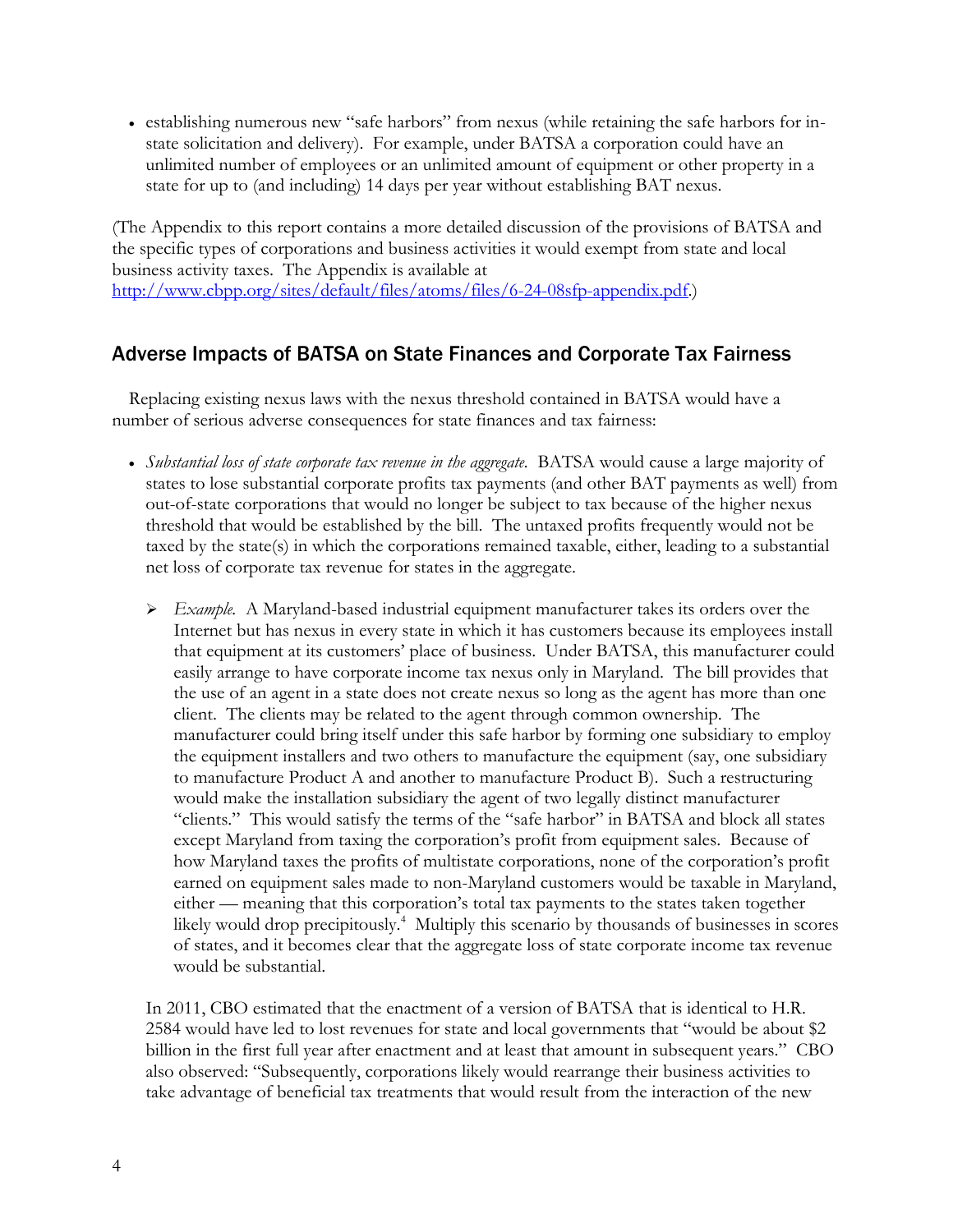- establishing numerous new "safe harbors" from nexus (while retaining the safe harbors for in-state solicitation and delivery). For example, under BATSA a corporation could have an unlimited number of employees or an unlimited amount of equipment or other property in a state for up to (and including) 14 days per year without establishing BAT nexus.

(The Appendix to this report contains a more detailed discussion of the provisions of BATSA and the specific types of corporations and business activities it would exempt from state and local business activity taxes. The Appendix is available at http://www.cbpp.org/sites/default/files/atoms/files/6-24-08sfp-appendix.pdf.)

## Adverse Impacts of BATSA on State Finances and Corporate Tax Fairness

Replacing existing nexus laws with the nexus threshold contained in BATSA would have a number of serious adverse consequences for state finances and tax fairness:

- *Substantial loss of state corporate tax revenue in the aggregate.* BATSA would cause a large majority of states to lose substantial corporate profits tax payments (and other BAT payments as well) from out-of-state corporations that would no longer be subject to tax because of the higher nexus threshold that would be established by the bill. The untaxed profits frequently would not be taxed by the state(s) in which the corporations remained taxable, either, leading to a substantial net loss of corporate tax revenue for states in the aggregate.

  - *Example.* A Maryland-based industrial equipment manufacturer takes its orders over the Internet but has nexus in every state in which it has customers because its employees install that equipment at its customers' place of business. Under BATSA, this manufacturer could easily arrange to have corporate income tax nexus only in Maryland. The bill provides that the use of an agent in a state does not create nexus so long as the agent has more than one client. The clients may be related to the agent through common ownership. The manufacturer could bring itself under this safe harbor by forming one subsidiary to employ the equipment installers and two others to manufacture the equipment (say, one subsidiary to manufacture Product A and another to manufacture Product B). Such a restructuring would make the installation subsidiary the agent of two legally distinct manufacturer "clients." This would satisfy the terms of the "safe harbor" in BATSA and block all states except Maryland from taxing the corporation's profit from equipment sales. Because of how Maryland taxes the profits of multistate corporations, none of the corporation's profit earned on equipment sales made to non-Maryland customers would be taxable in Maryland, either — meaning that this corporation's total tax payments to the states taken together likely would drop precipitously.[4] Multiply this scenario by thousands of businesses in scores of states, and it becomes clear that the aggregate loss of state corporate income tax revenue would be substantial.

  In 2011, CBO estimated that the enactment of a version of BATSA that is identical to H.R. 2584 would have led to lost revenues for state and local governments that "would be about $2 billion in the first full year after enactment and at least that amount in subsequent years." CBO also observed: "Subsequently, corporations likely would rearrange their business activities to take advantage of beneficial tax treatments that would result from the interaction of the new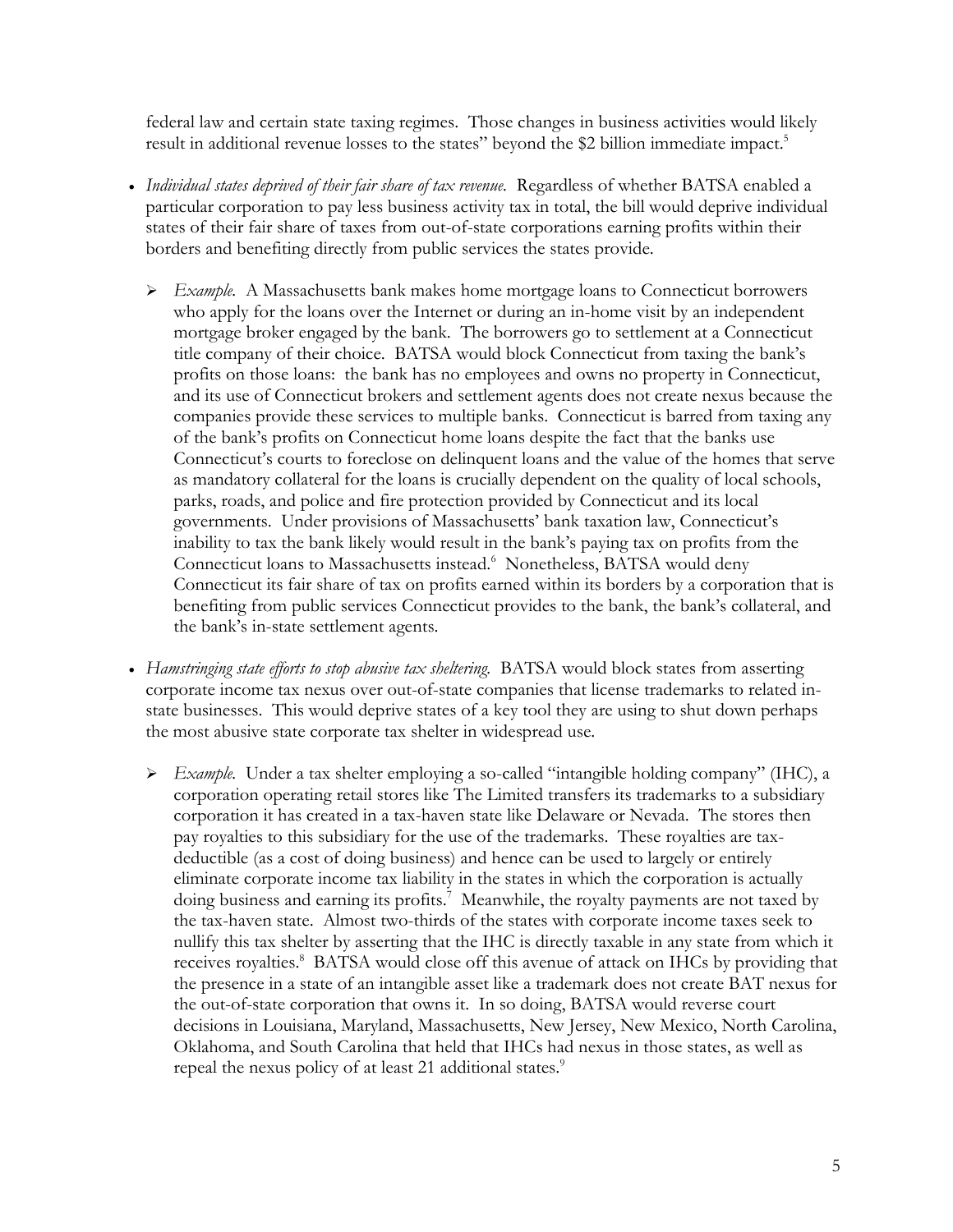federal law and certain state taxing regimes. Those changes in business activities would likely result in additional revenue losses to the states" beyond the $2 billion immediate impact.[5]

- *Individual states deprived of their fair share of tax revenue.* Regardless of whether BATSA enabled a particular corporation to pay less business activity tax in total, the bill would deprive individual states of their fair share of taxes from out-of-state corporations earning profits within their borders and benefiting directly from public services the states provide.

  - *Example.* A Massachusetts bank makes home mortgage loans to Connecticut borrowers who apply for the loans over the Internet or during an in-home visit by an independent mortgage broker engaged by the bank. The borrowers go to settlement at a Connecticut title company of their choice. BATSA would block Connecticut from taxing the bank's profits on those loans: the bank has no employees and owns no property in Connecticut, and its use of Connecticut brokers and settlement agents does not create nexus because the companies provide these services to multiple banks. Connecticut is barred from taxing any of the bank's profits on Connecticut home loans despite the fact that the banks use Connecticut's courts to foreclose on delinquent loans and the value of the homes that serve as mandatory collateral for the loans is crucially dependent on the quality of local schools, parks, roads, and police and fire protection provided by Connecticut and its local governments. Under provisions of Massachusetts' bank taxation law, Connecticut's inability to tax the bank likely would result in the bank's paying tax on profits from the Connecticut loans to Massachusetts instead.[6] Nonetheless, BATSA would deny Connecticut its fair share of tax on profits earned within its borders by a corporation that is benefiting from public services Connecticut provides to the bank, the bank's collateral, and the bank's in-state settlement agents.

- *Hamstringing state efforts to stop abusive tax sheltering.* BATSA would block states from asserting corporate income tax nexus over out-of-state companies that license trademarks to related in-state businesses. This would deprive states of a key tool they are using to shut down perhaps the most abusive state corporate tax shelter in widespread use.

  - *Example.* Under a tax shelter employing a so-called "intangible holding company" (IHC), a corporation operating retail stores like The Limited transfers its trademarks to a subsidiary corporation it has created in a tax-haven state like Delaware or Nevada. The stores then pay royalties to this subsidiary for the use of the trademarks. These royalties are tax-deductible (as a cost of doing business) and hence can be used to largely or entirely eliminate corporate income tax liability in the states in which the corporation is actually doing business and earning its profits.[7] Meanwhile, the royalty payments are not taxed by the tax-haven state. Almost two-thirds of the states with corporate income taxes seek to nullify this tax shelter by asserting that the IHC is directly taxable in any state from which it receives royalties.[8] BATSA would close off this avenue of attack on IHCs by providing that the presence in a state of an intangible asset like a trademark does not create BAT nexus for the out-of-state corporation that owns it. In so doing, BATSA would reverse court decisions in Louisiana, Maryland, Massachusetts, New Jersey, New Mexico, North Carolina, Oklahoma, and South Carolina that held that IHCs had nexus in those states, as well as repeal the nexus policy of at least 21 additional states.[9]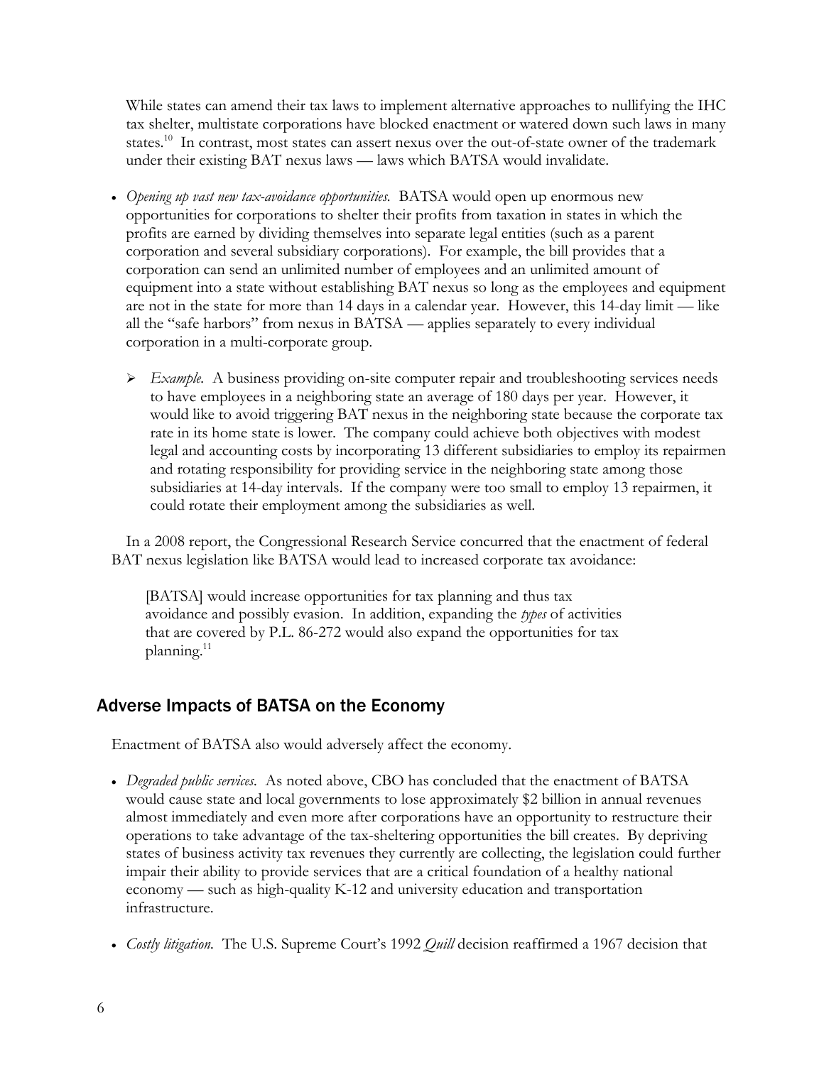While states can amend their tax laws to implement alternative approaches to nullifying the IHC tax shelter, multistate corporations have blocked enactment or watered down such laws in many states.[10] In contrast, most states can assert nexus over the out-of-state owner of the trademark under their existing BAT nexus laws — laws which BATSA would invalidate.

- *Opening up vast new tax-avoidance opportunities.* BATSA would open up enormous new opportunities for corporations to shelter their profits from taxation in states in which the profits are earned by dividing themselves into separate legal entities (such as a parent corporation and several subsidiary corporations). For example, the bill provides that a corporation can send an unlimited number of employees and an unlimited amount of equipment into a state without establishing BAT nexus so long as the employees and equipment are not in the state for more than 14 days in a calendar year. However, this 14-day limit — like all the "safe harbors" from nexus in BATSA — applies separately to every individual corporation in a multi-corporate group.

  - *Example.* A business providing on-site computer repair and troubleshooting services needs to have employees in a neighboring state an average of 180 days per year. However, it would like to avoid triggering BAT nexus in the neighboring state because the corporate tax rate in its home state is lower. The company could achieve both objectives with modest legal and accounting costs by incorporating 13 different subsidiaries to employ its repairmen and rotating responsibility for providing service in the neighboring state among those subsidiaries at 14-day intervals. If the company were too small to employ 13 repairmen, it could rotate their employment among the subsidiaries as well.

In a 2008 report, the Congressional Research Service concurred that the enactment of federal BAT nexus legislation like BATSA would lead to increased corporate tax avoidance:

> [BATSA] would increase opportunities for tax planning and thus tax avoidance and possibly evasion. In addition, expanding the *types* of activities that are covered by P.L. 86-272 would also expand the opportunities for tax planning.[11]

## Adverse Impacts of BATSA on the Economy

Enactment of BATSA also would adversely affect the economy.

- *Degraded public services.* As noted above, CBO has concluded that the enactment of BATSA would cause state and local governments to lose approximately $2 billion in annual revenues almost immediately and even more after corporations have an opportunity to restructure their operations to take advantage of the tax-sheltering opportunities the bill creates. By depriving states of business activity tax revenues they currently are collecting, the legislation could further impair their ability to provide services that are a critical foundation of a healthy national economy — such as high-quality K-12 and university education and transportation infrastructure.

- *Costly litigation.* The U.S. Supreme Court's 1992 *Quill* decision reaffirmed a 1967 decision that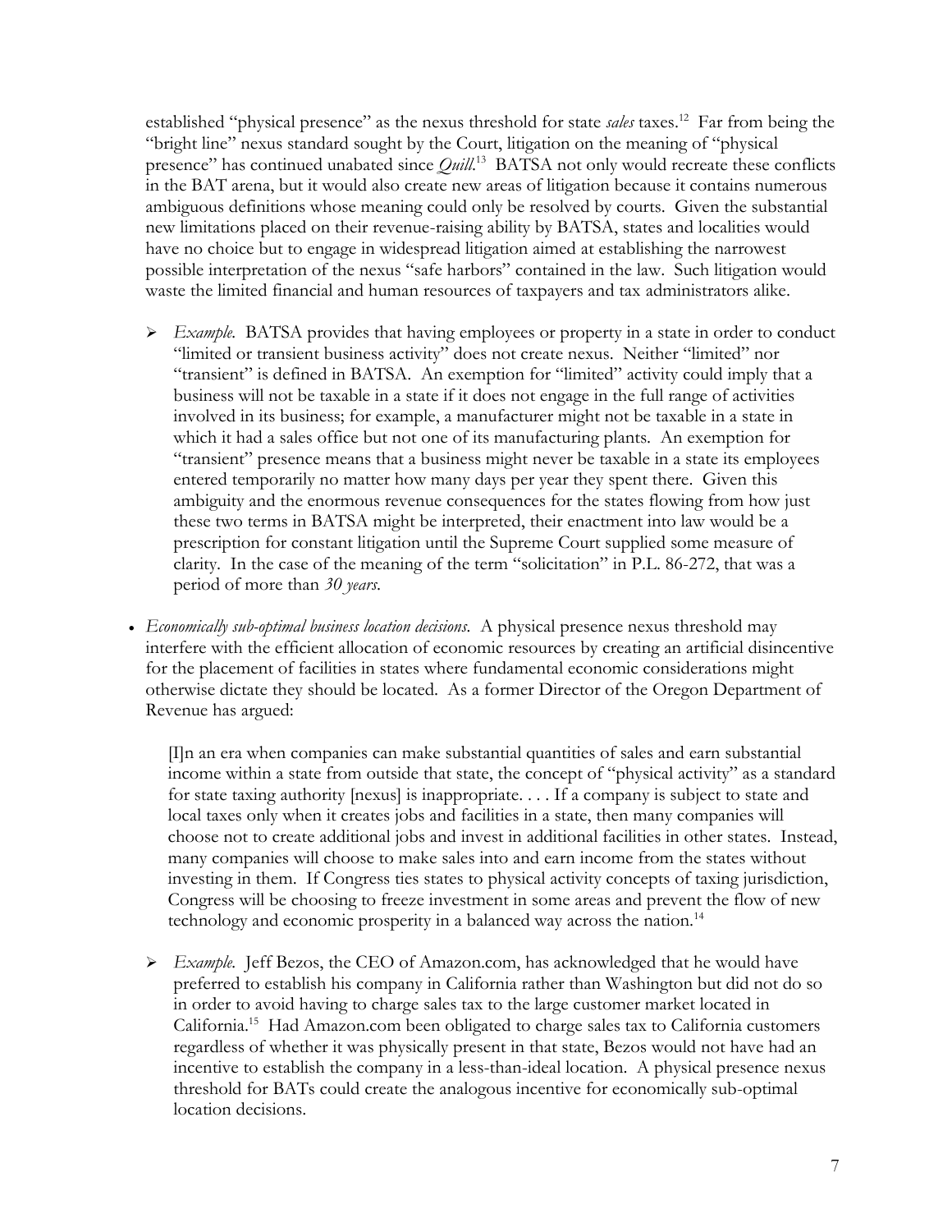established "physical presence" as the nexus threshold for state *sales* taxes.[12] Far from being the "bright line" nexus standard sought by the Court, litigation on the meaning of "physical presence" has continued unabated since *Quill*.[13] BATSA not only would recreate these conflicts in the BAT arena, but it would also create new areas of litigation because it contains numerous ambiguous definitions whose meaning could only be resolved by courts. Given the substantial new limitations placed on their revenue-raising ability by BATSA, states and localities would have no choice but to engage in widespread litigation aimed at establishing the narrowest possible interpretation of the nexus "safe harbors" contained in the law. Such litigation would waste the limited financial and human resources of taxpayers and tax administrators alike.

- *Example.* BATSA provides that having employees or property in a state in order to conduct "limited or transient business activity" does not create nexus. Neither "limited" nor "transient" is defined in BATSA. An exemption for "limited" activity could imply that a business will not be taxable in a state if it does not engage in the full range of activities involved in its business; for example, a manufacturer might not be taxable in a state in which it had a sales office but not one of its manufacturing plants. An exemption for "transient" presence means that a business might never be taxable in a state its employees entered temporarily no matter how many days per year they spent there. Given this ambiguity and the enormous revenue consequences for the states flowing from how just these two terms in BATSA might be interpreted, their enactment into law would be a prescription for constant litigation until the Supreme Court supplied some measure of clarity. In the case of the meaning of the term "solicitation" in P.L. 86-272, that was a period of more than *30 years*.

- *Economically sub-optimal business location decisions.* A physical presence nexus threshold may interfere with the efficient allocation of economic resources by creating an artificial disincentive for the placement of facilities in states where fundamental economic considerations might otherwise dictate they should be located. As a former Director of the Oregon Department of Revenue has argued:

  [I]n an era when companies can make substantial quantities of sales and earn substantial income within a state from outside that state, the concept of "physical activity" as a standard for state taxing authority [nexus] is inappropriate. . . . If a company is subject to state and local taxes only when it creates jobs and facilities in a state, then many companies will choose not to create additional jobs and invest in additional facilities in other states. Instead, many companies will choose to make sales into and earn income from the states without investing in them. If Congress ties states to physical activity concepts of taxing jurisdiction, Congress will be choosing to freeze investment in some areas and prevent the flow of new technology and economic prosperity in a balanced way across the nation.[14]

- *Example.* Jeff Bezos, the CEO of Amazon.com, has acknowledged that he would have preferred to establish his company in California rather than Washington but did not do so in order to avoid having to charge sales tax to the large customer market located in California.[15] Had Amazon.com been obligated to charge sales tax to California customers regardless of whether it was physically present in that state, Bezos would not have had an incentive to establish the company in a less-than-ideal location. A physical presence nexus threshold for BATs could create the analogous incentive for economically sub-optimal location decisions.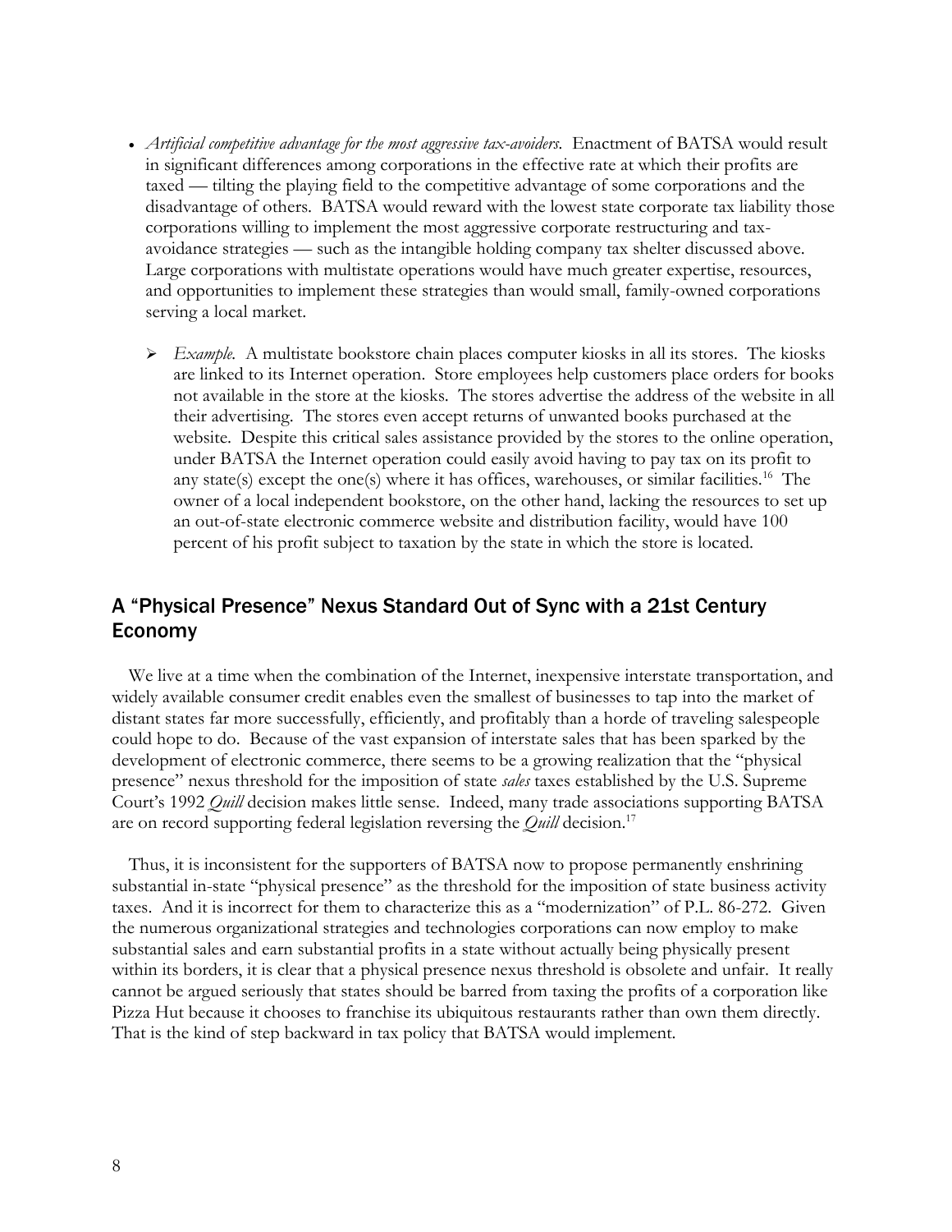- *Artificial competitive advantage for the most aggressive tax-avoiders.* Enactment of BATSA would result in significant differences among corporations in the effective rate at which their profits are taxed — tilting the playing field to the competitive advantage of some corporations and the disadvantage of others. BATSA would reward with the lowest state corporate tax liability those corporations willing to implement the most aggressive corporate restructuring and tax-avoidance strategies — such as the intangible holding company tax shelter discussed above. Large corporations with multistate operations would have much greater expertise, resources, and opportunities to implement these strategies than would small, family-owned corporations serving a local market.

  - *Example.* A multistate bookstore chain places computer kiosks in all its stores. The kiosks are linked to its Internet operation. Store employees help customers place orders for books not available in the store at the kiosks. The stores advertise the address of the website in all their advertising. The stores even accept returns of unwanted books purchased at the website. Despite this critical sales assistance provided by the stores to the online operation, under BATSA the Internet operation could easily avoid having to pay tax on its profit to any state(s) except the one(s) where it has offices, warehouses, or similar facilities.[16] The owner of a local independent bookstore, on the other hand, lacking the resources to set up an out-of-state electronic commerce website and distribution facility, would have 100 percent of his profit subject to taxation by the state in which the store is located.

## A "Physical Presence" Nexus Standard Out of Sync with a 21st Century Economy

We live at a time when the combination of the Internet, inexpensive interstate transportation, and widely available consumer credit enables even the smallest of businesses to tap into the market of distant states far more successfully, efficiently, and profitably than a horde of traveling salespeople could hope to do. Because of the vast expansion of interstate sales that has been sparked by the development of electronic commerce, there seems to be a growing realization that the "physical presence" nexus threshold for the imposition of state *sales* taxes established by the U.S. Supreme Court's 1992 *Quill* decision makes little sense. Indeed, many trade associations supporting BATSA are on record supporting federal legislation reversing the *Quill* decision.[17]

Thus, it is inconsistent for the supporters of BATSA now to propose permanently enshrining substantial in-state "physical presence" as the threshold for the imposition of state business activity taxes. And it is incorrect for them to characterize this as a "modernization" of P.L. 86-272. Given the numerous organizational strategies and technologies corporations can now employ to make substantial sales and earn substantial profits in a state without actually being physically present within its borders, it is clear that a physical presence nexus threshold is obsolete and unfair. It really cannot be argued seriously that states should be barred from taxing the profits of a corporation like Pizza Hut because it chooses to franchise its ubiquitous restaurants rather than own them directly. That is the kind of step backward in tax policy that BATSA would implement.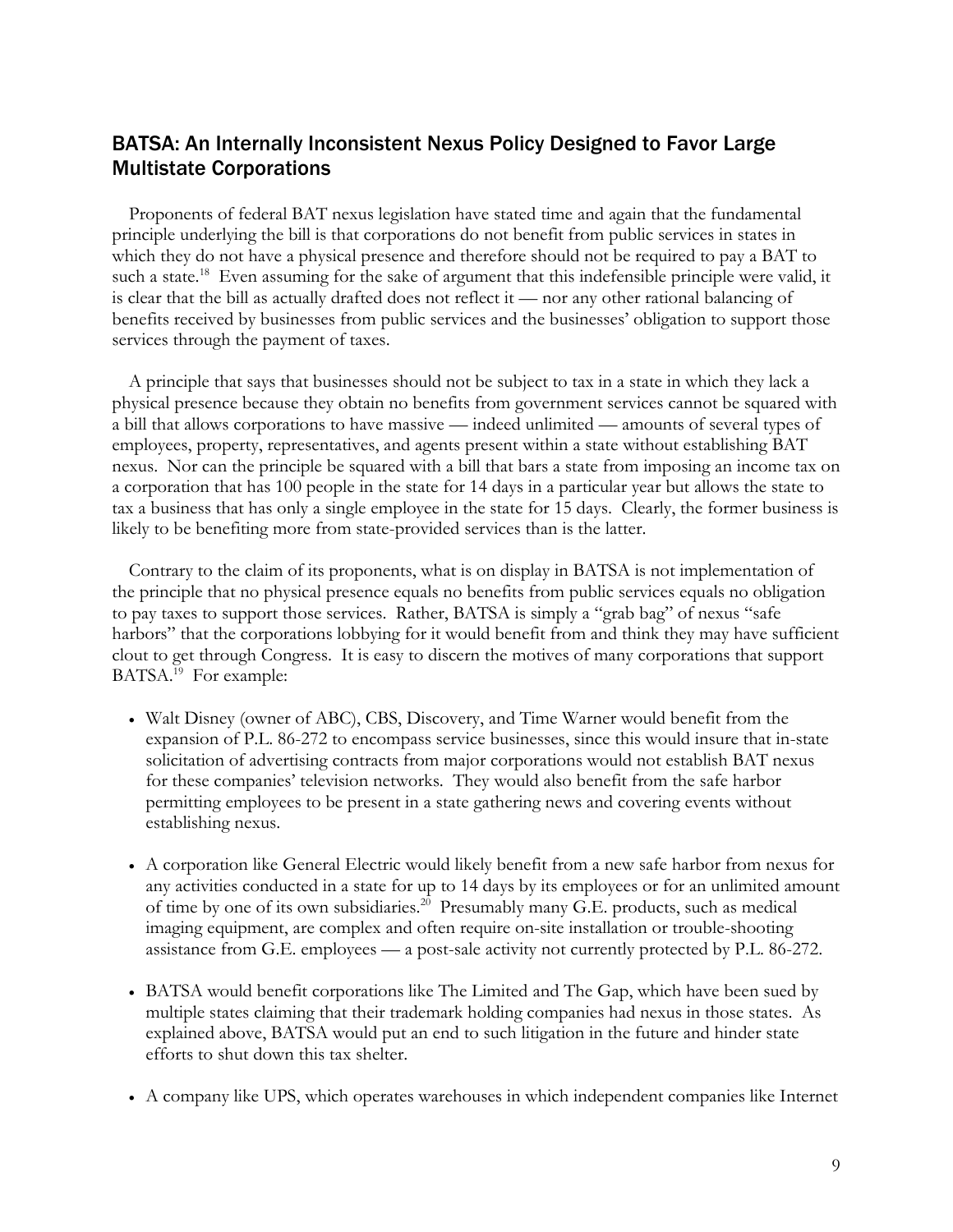## BATSA: An Internally Inconsistent Nexus Policy Designed to Favor Large Multistate Corporations

Proponents of federal BAT nexus legislation have stated time and again that the fundamental principle underlying the bill is that corporations do not benefit from public services in states in which they do not have a physical presence and therefore should not be required to pay a BAT to such a state.[18] Even assuming for the sake of argument that this indefensible principle were valid, it is clear that the bill as actually drafted does not reflect it — nor any other rational balancing of benefits received by businesses from public services and the businesses' obligation to support those services through the payment of taxes.

A principle that says that businesses should not be subject to tax in a state in which they lack a physical presence because they obtain no benefits from government services cannot be squared with a bill that allows corporations to have massive — indeed unlimited — amounts of several types of employees, property, representatives, and agents present within a state without establishing BAT nexus. Nor can the principle be squared with a bill that bars a state from imposing an income tax on a corporation that has 100 people in the state for 14 days in a particular year but allows the state to tax a business that has only a single employee in the state for 15 days. Clearly, the former business is likely to be benefiting more from state-provided services than is the latter.

Contrary to the claim of its proponents, what is on display in BATSA is not implementation of the principle that no physical presence equals no benefits from public services equals no obligation to pay taxes to support those services. Rather, BATSA is simply a "grab bag" of nexus "safe harbors" that the corporations lobbying for it would benefit from and think they may have sufficient clout to get through Congress. It is easy to discern the motives of many corporations that support BATSA.[19] For example:

- Walt Disney (owner of ABC), CBS, Discovery, and Time Warner would benefit from the expansion of P.L. 86-272 to encompass service businesses, since this would insure that in-state solicitation of advertising contracts from major corporations would not establish BAT nexus for these companies' television networks. They would also benefit from the safe harbor permitting employees to be present in a state gathering news and covering events without establishing nexus.

- A corporation like General Electric would likely benefit from a new safe harbor from nexus for any activities conducted in a state for up to 14 days by its employees or for an unlimited amount of time by one of its own subsidiaries.[20] Presumably many G.E. products, such as medical imaging equipment, are complex and often require on-site installation or trouble-shooting assistance from G.E. employees — a post-sale activity not currently protected by P.L. 86-272.

- BATSA would benefit corporations like The Limited and The Gap, which have been sued by multiple states claiming that their trademark holding companies had nexus in those states. As explained above, BATSA would put an end to such litigation in the future and hinder state efforts to shut down this tax shelter.

- A company like UPS, which operates warehouses in which independent companies like Internet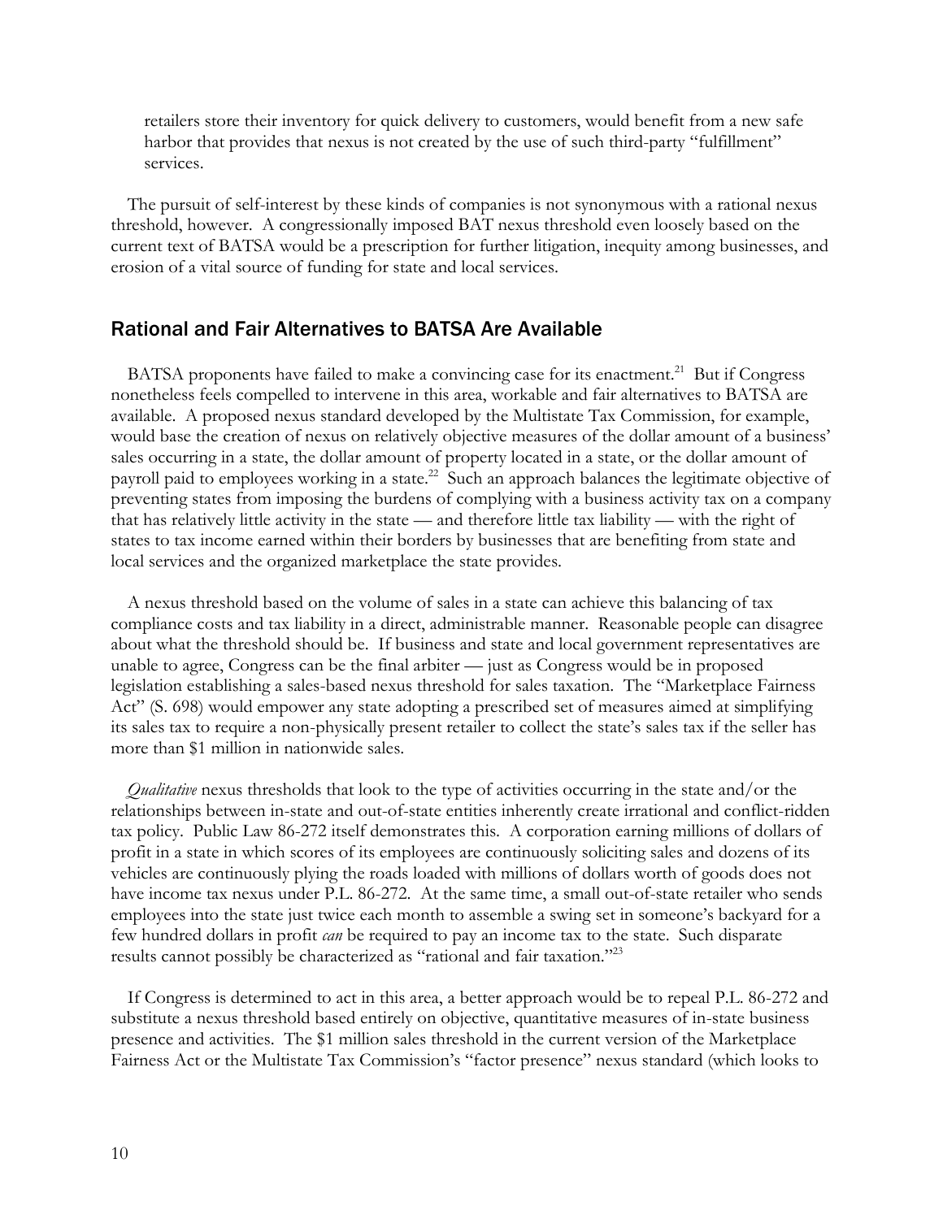retailers store their inventory for quick delivery to customers, would benefit from a new safe harbor that provides that nexus is not created by the use of such third-party "fulfillment" services.

The pursuit of self-interest by these kinds of companies is not synonymous with a rational nexus threshold, however. A congressionally imposed BAT nexus threshold even loosely based on the current text of BATSA would be a prescription for further litigation, inequity among businesses, and erosion of a vital source of funding for state and local services.

## Rational and Fair Alternatives to BATSA Are Available

BATSA proponents have failed to make a convincing case for its enactment.[21] But if Congress nonetheless feels compelled to intervene in this area, workable and fair alternatives to BATSA are available. A proposed nexus standard developed by the Multistate Tax Commission, for example, would base the creation of nexus on relatively objective measures of the dollar amount of a business' sales occurring in a state, the dollar amount of property located in a state, or the dollar amount of payroll paid to employees working in a state.[22] Such an approach balances the legitimate objective of preventing states from imposing the burdens of complying with a business activity tax on a company that has relatively little activity in the state — and therefore little tax liability — with the right of states to tax income earned within their borders by businesses that are benefiting from state and local services and the organized marketplace the state provides.

A nexus threshold based on the volume of sales in a state can achieve this balancing of tax compliance costs and tax liability in a direct, administrable manner. Reasonable people can disagree about what the threshold should be. If business and state and local government representatives are unable to agree, Congress can be the final arbiter — just as Congress would be in proposed legislation establishing a sales-based nexus threshold for sales taxation. The "Marketplace Fairness Act" (S. 698) would empower any state adopting a prescribed set of measures aimed at simplifying its sales tax to require a non-physically present retailer to collect the state's sales tax if the seller has more than $1 million in nationwide sales.

*Qualitative* nexus thresholds that look to the type of activities occurring in the state and/or the relationships between in-state and out-of-state entities inherently create irrational and conflict-ridden tax policy. Public Law 86-272 itself demonstrates this. A corporation earning millions of dollars of profit in a state in which scores of its employees are continuously soliciting sales and dozens of its vehicles are continuously plying the roads loaded with millions of dollars worth of goods does not have income tax nexus under P.L. 86-272. At the same time, a small out-of-state retailer who sends employees into the state just twice each month to assemble a swing set in someone's backyard for a few hundred dollars in profit *can* be required to pay an income tax to the state. Such disparate results cannot possibly be characterized as "rational and fair taxation."[23]

If Congress is determined to act in this area, a better approach would be to repeal P.L. 86-272 and substitute a nexus threshold based entirely on objective, quantitative measures of in-state business presence and activities. The $1 million sales threshold in the current version of the Marketplace Fairness Act or the Multistate Tax Commission's "factor presence" nexus standard (which looks to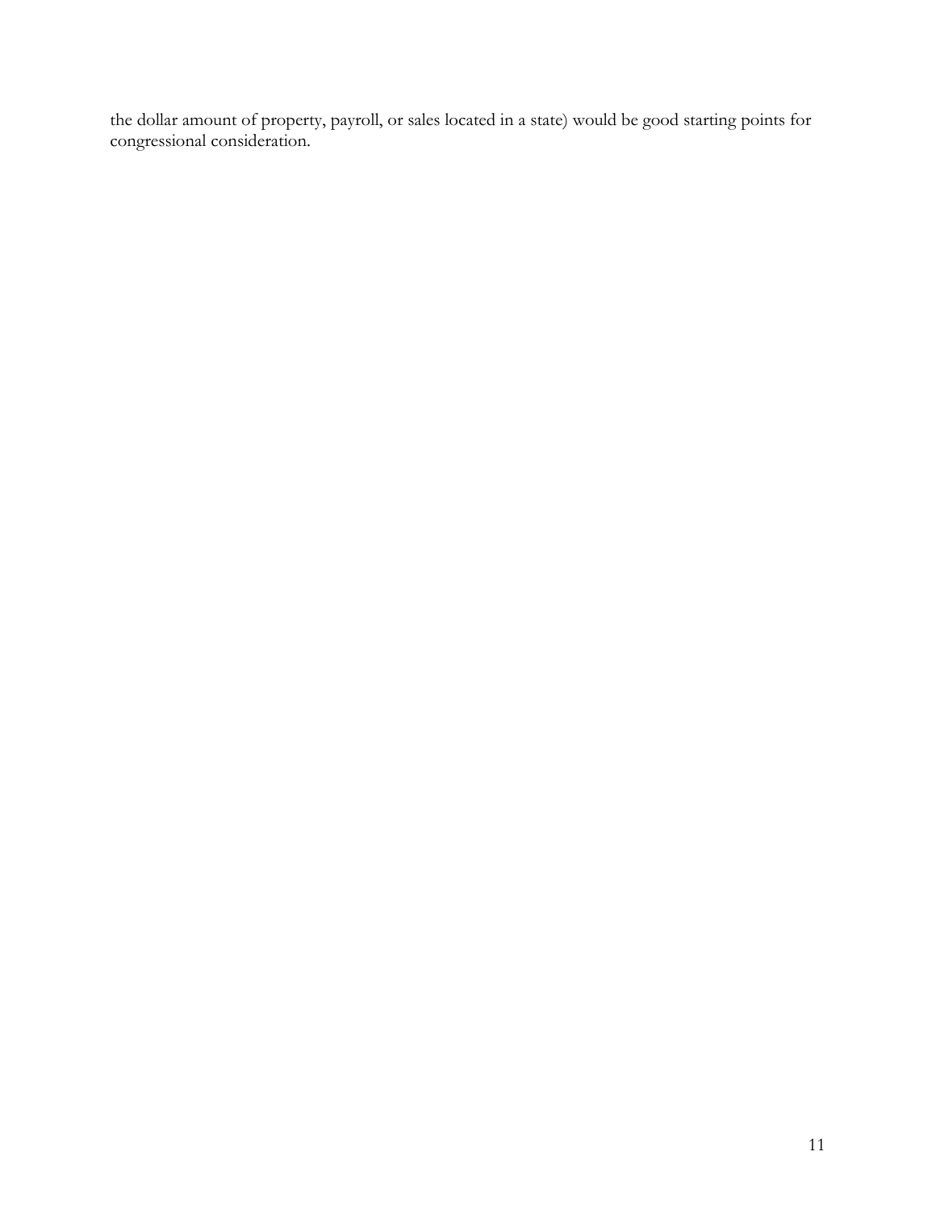the dollar amount of property, payroll, or sales located in a state) would be good starting points for congressional consideration.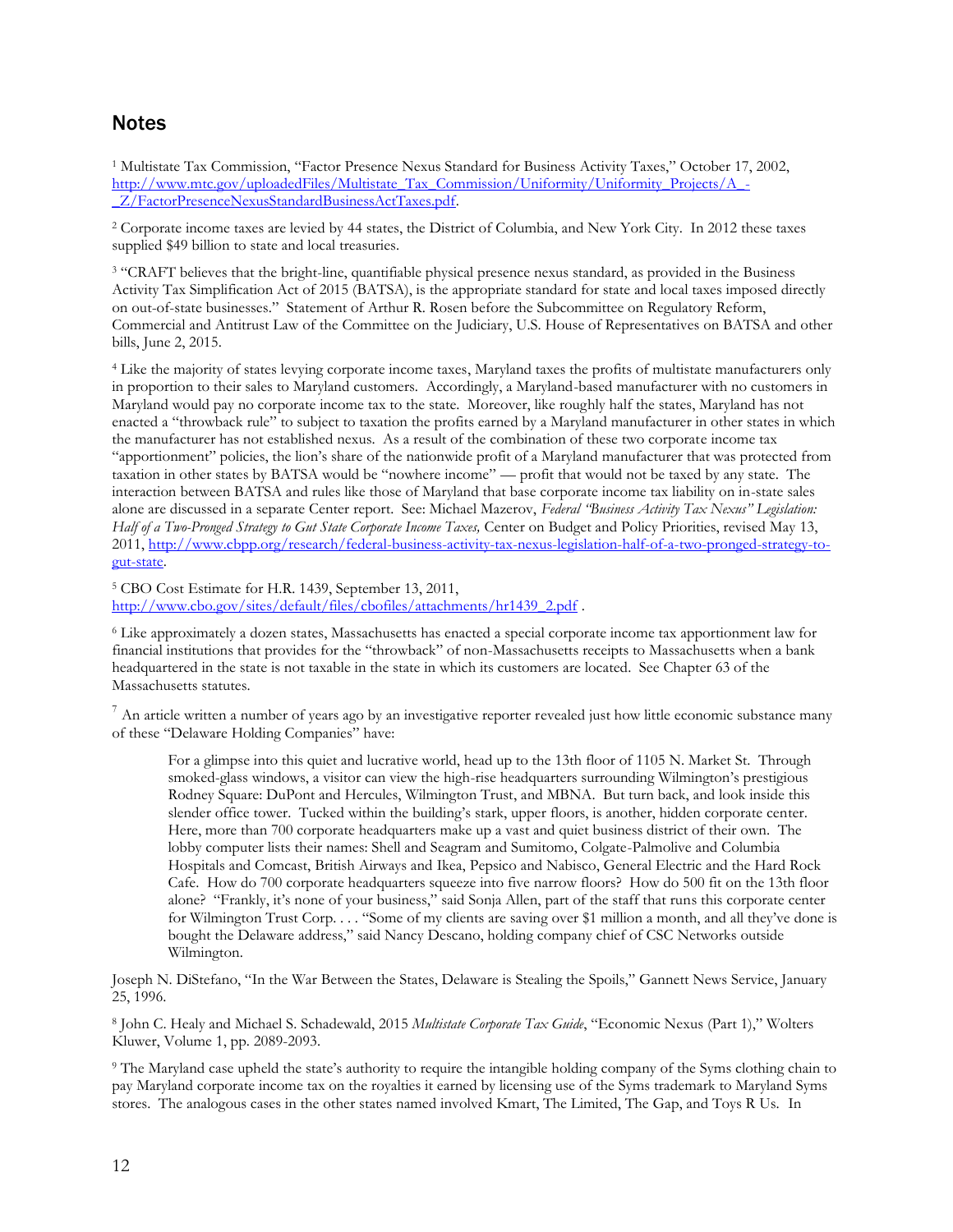## Notes

[1] Multistate Tax Commission, "Factor Presence Nexus Standard for Business Activity Taxes," October 17, 2002, http://www.mtc.gov/uploadedFiles/Multistate_Tax_Commission/Uniformity/Uniformity_Projects/A_-_Z/FactorPresenceNexusStandardBusinessActTaxes.pdf.

[2] Corporate income taxes are levied by 44 states, the District of Columbia, and New York City. In 2012 these taxes supplied $49 billion to state and local treasuries.

[3] "CRAFT believes that the bright-line, quantifiable physical presence nexus standard, as provided in the Business Activity Tax Simplification Act of 2015 (BATSA), is the appropriate standard for state and local taxes imposed directly on out-of-state businesses." Statement of Arthur R. Rosen before the Subcommittee on Regulatory Reform, Commercial and Antitrust Law of the Committee on the Judiciary, U.S. House of Representatives on BATSA and other bills, June 2, 2015.

[4] Like the majority of states levying corporate income taxes, Maryland taxes the profits of multistate manufacturers only in proportion to their sales to Maryland customers. Accordingly, a Maryland-based manufacturer with no customers in Maryland would pay no corporate income tax to the state. Moreover, like roughly half the states, Maryland has not enacted a "throwback rule" to subject to taxation the profits earned by a Maryland manufacturer in other states in which the manufacturer has not established nexus. As a result of the combination of these two corporate income tax "apportionment" policies, the lion's share of the nationwide profit of a Maryland manufacturer that was protected from taxation in other states by BATSA would be "nowhere income" — profit that would not be taxed by any state. The interaction between BATSA and rules like those of Maryland that base corporate income tax liability on in-state sales alone are discussed in a separate Center report. See: Michael Mazerov, *Federal "Business Activity Tax Nexus" Legislation: Half of a Two-Pronged Strategy to Gut State Corporate Income Taxes,* Center on Budget and Policy Priorities, revised May 13, 2011, http://www.cbpp.org/research/federal-business-activity-tax-nexus-legislation-half-of-a-two-pronged-strategy-to-gut-state.

[5] CBO Cost Estimate for H.R. 1439, September 13, 2011, http://www.cbo.gov/sites/default/files/cbofiles/attachments/hr1439_2.pdf .

[6] Like approximately a dozen states, Massachusetts has enacted a special corporate income tax apportionment law for financial institutions that provides for the "throwback" of non-Massachusetts receipts to Massachusetts when a bank headquartered in the state is not taxable in the state in which its customers are located. See Chapter 63 of the Massachusetts statutes.

[7] An article written a number of years ago by an investigative reporter revealed just how little economic substance many of these "Delaware Holding Companies" have:

> For a glimpse into this quiet and lucrative world, head up to the 13th floor of 1105 N. Market St. Through smoked-glass windows, a visitor can view the high-rise headquarters surrounding Wilmington's prestigious Rodney Square: DuPont and Hercules, Wilmington Trust, and MBNA. But turn back, and look inside this slender office tower. Tucked within the building's stark, upper floors, is another, hidden corporate center. Here, more than 700 corporate headquarters make up a vast and quiet business district of their own. The lobby computer lists their names: Shell and Seagram and Sumitomo, Colgate-Palmolive and Columbia Hospitals and Comcast, British Airways and Ikea, Pepsico and Nabisco, General Electric and the Hard Rock Cafe. How do 700 corporate headquarters squeeze into five narrow floors? How do 500 fit on the 13th floor alone? "Frankly, it's none of your business," said Sonja Allen, part of the staff that runs this corporate center for Wilmington Trust Corp. . . . "Some of my clients are saving over $1 million a month, and all they've done is bought the Delaware address," said Nancy Descano, holding company chief of CSC Networks outside Wilmington.

Joseph N. DiStefano, "In the War Between the States, Delaware is Stealing the Spoils," Gannett News Service, January 25, 1996.

[8] John C. Healy and Michael S. Schadewald, 2015 *Multistate Corporate Tax Guide*, "Economic Nexus (Part 1)," Wolters Kluwer, Volume 1, pp. 2089-2093.

[9] The Maryland case upheld the state's authority to require the intangible holding company of the Syms clothing chain to pay Maryland corporate income tax on the royalties it earned by licensing use of the Syms trademark to Maryland Syms stores. The analogous cases in the other states named involved Kmart, The Limited, The Gap, and Toys R Us. In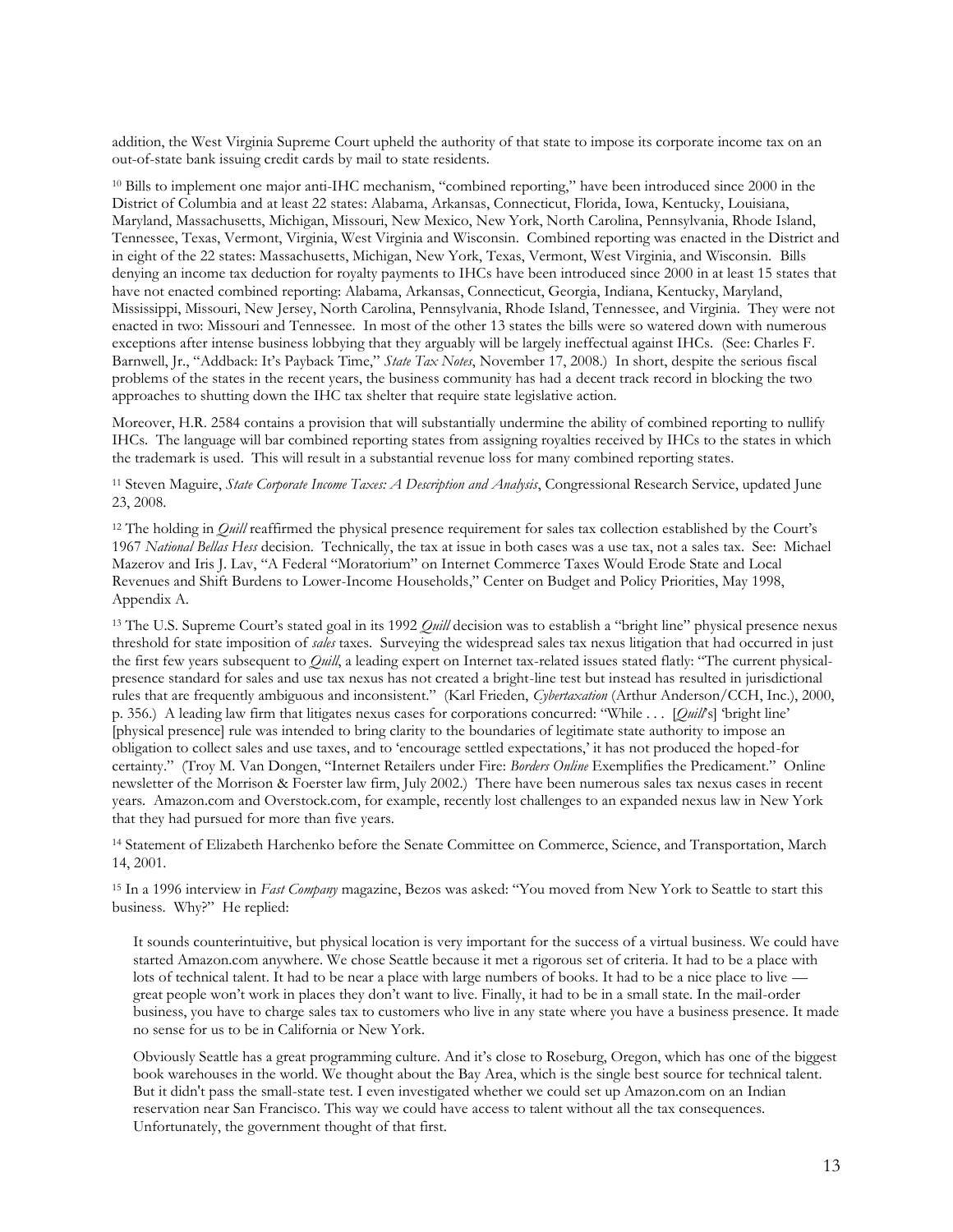addition, the West Virginia Supreme Court upheld the authority of that state to impose its corporate income tax on an out-of-state bank issuing credit cards by mail to state residents.

[10] Bills to implement one major anti-IHC mechanism, "combined reporting," have been introduced since 2000 in the District of Columbia and at least 22 states: Alabama, Arkansas, Connecticut, Florida, Iowa, Kentucky, Louisiana, Maryland, Massachusetts, Michigan, Missouri, New Mexico, New York, North Carolina, Pennsylvania, Rhode Island, Tennessee, Texas, Vermont, Virginia, West Virginia and Wisconsin. Combined reporting was enacted in the District and in eight of the 22 states: Massachusetts, Michigan, New York, Texas, Vermont, West Virginia, and Wisconsin. Bills denying an income tax deduction for royalty payments to IHCs have been introduced since 2000 in at least 15 states that have not enacted combined reporting: Alabama, Arkansas, Connecticut, Georgia, Indiana, Kentucky, Maryland, Mississippi, Missouri, New Jersey, North Carolina, Pennsylvania, Rhode Island, Tennessee, and Virginia. They were not enacted in two: Missouri and Tennessee. In most of the other 13 states the bills were so watered down with numerous exceptions after intense business lobbying that they arguably will be largely ineffectual against IHCs. (See: Charles F. Barnwell, Jr., "Addback: It's Payback Time," *State Tax Notes*, November 17, 2008.) In short, despite the serious fiscal problems of the states in the recent years, the business community has had a decent track record in blocking the two approaches to shutting down the IHC tax shelter that require state legislative action.

Moreover, H.R. 2584 contains a provision that will substantially undermine the ability of combined reporting to nullify IHCs. The language will bar combined reporting states from assigning royalties received by IHCs to the states in which the trademark is used. This will result in a substantial revenue loss for many combined reporting states.

[11] Steven Maguire, *State Corporate Income Taxes: A Description and Analysis*, Congressional Research Service, updated June 23, 2008.

[12] The holding in *Quill* reaffirmed the physical presence requirement for sales tax collection established by the Court's 1967 *National Bellas Hess* decision. Technically, the tax at issue in both cases was a use tax, not a sales tax. See: Michael Mazerov and Iris J. Lav, "A Federal "Moratorium" on Internet Commerce Taxes Would Erode State and Local Revenues and Shift Burdens to Lower-Income Households," Center on Budget and Policy Priorities, May 1998, Appendix A.

[13] The U.S. Supreme Court's stated goal in its 1992 *Quill* decision was to establish a "bright line" physical presence nexus threshold for state imposition of *sales* taxes. Surveying the widespread sales tax nexus litigation that had occurred in just the first few years subsequent to *Quill*, a leading expert on Internet tax-related issues stated flatly: "The current physical-presence standard for sales and use tax nexus has not created a bright-line test but instead has resulted in jurisdictional rules that are frequently ambiguous and inconsistent." (Karl Frieden, *Cybertaxation* (Arthur Anderson/CCH, Inc.), 2000, p. 356.) A leading law firm that litigates nexus cases for corporations concurred: "While . . . [*Quill*'s] 'bright line' [physical presence] rule was intended to bring clarity to the boundaries of legitimate state authority to impose an obligation to collect sales and use taxes, and to 'encourage settled expectations,' it has not produced the hoped-for certainty." (Troy M. Van Dongen, "Internet Retailers under Fire: *Borders Online* Exemplifies the Predicament." Online newsletter of the Morrison & Foerster law firm, July 2002.) There have been numerous sales tax nexus cases in recent years. Amazon.com and Overstock.com, for example, recently lost challenges to an expanded nexus law in New York that they had pursued for more than five years.

[14] Statement of Elizabeth Harchenko before the Senate Committee on Commerce, Science, and Transportation, March 14, 2001.

[15] In a 1996 interview in *Fast Company* magazine, Bezos was asked: "You moved from New York to Seattle to start this business. Why?" He replied:

> It sounds counterintuitive, but physical location is very important for the success of a virtual business. We could have started Amazon.com anywhere. We chose Seattle because it met a rigorous set of criteria. It had to be a place with lots of technical talent. It had to be near a place with large numbers of books. It had to be a nice place to live — great people won't work in places they don't want to live. Finally, it had to be in a small state. In the mail-order business, you have to charge sales tax to customers who live in any state where you have a business presence. It made no sense for us to be in California or New York.
>
> Obviously Seattle has a great programming culture. And it's close to Roseburg, Oregon, which has one of the biggest book warehouses in the world. We thought about the Bay Area, which is the single best source for technical talent. But it didn't pass the small-state test. I even investigated whether we could set up Amazon.com on an Indian reservation near San Francisco. This way we could have access to talent without all the tax consequences. Unfortunately, the government thought of that first.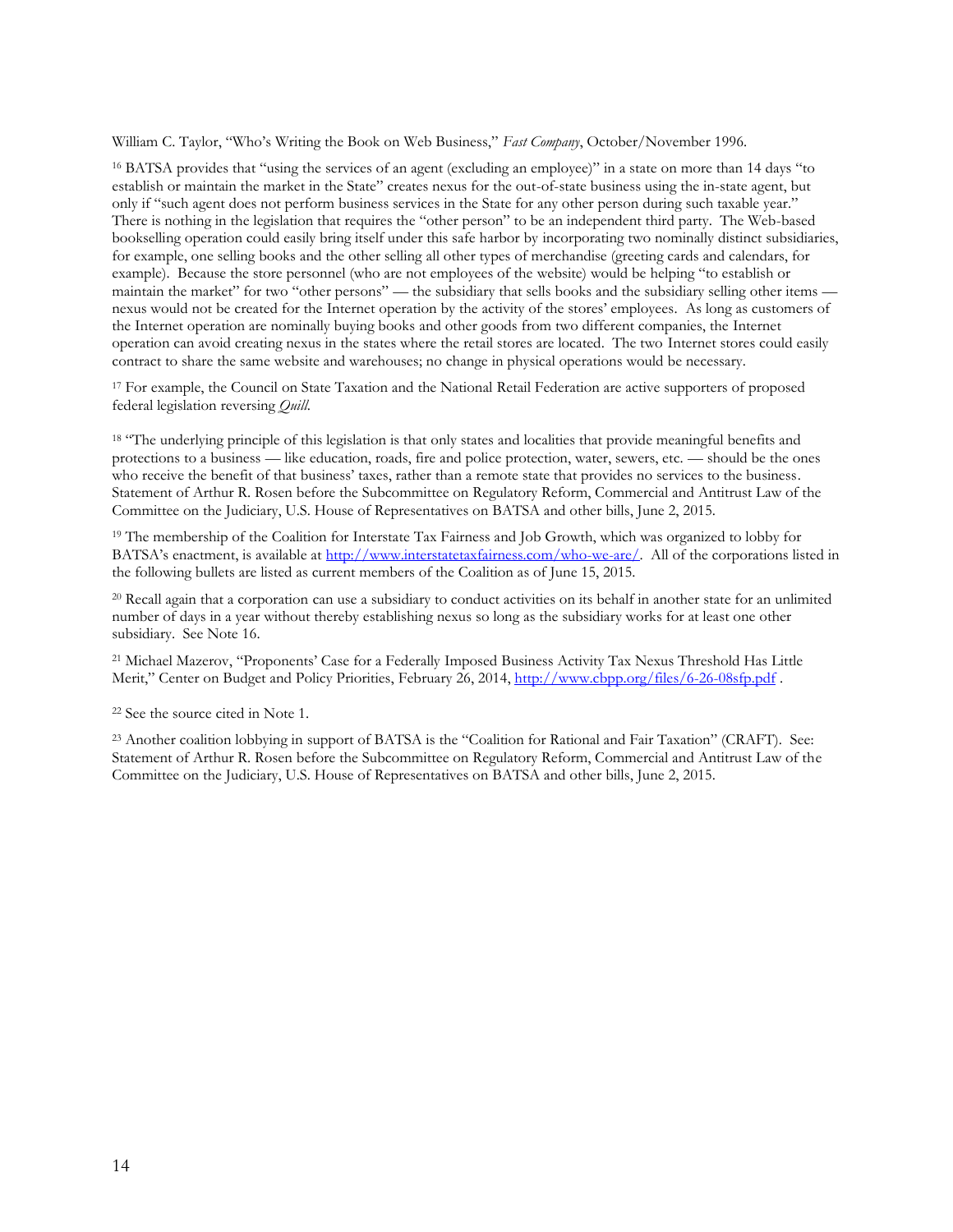William C. Taylor, "Who's Writing the Book on Web Business," *Fast Company*, October/November 1996.

[16] BATSA provides that "using the services of an agent (excluding an employee)" in a state on more than 14 days "to establish or maintain the market in the State" creates nexus for the out-of-state business using the in-state agent, but only if "such agent does not perform business services in the State for any other person during such taxable year." There is nothing in the legislation that requires the "other person" to be an independent third party. The Web-based bookselling operation could easily bring itself under this safe harbor by incorporating two nominally distinct subsidiaries, for example, one selling books and the other selling all other types of merchandise (greeting cards and calendars, for example). Because the store personnel (who are not employees of the website) would be helping "to establish or maintain the market" for two "other persons" — the subsidiary that sells books and the subsidiary selling other items — nexus would not be created for the Internet operation by the activity of the stores' employees. As long as customers of the Internet operation are nominally buying books and other goods from two different companies, the Internet operation can avoid creating nexus in the states where the retail stores are located. The two Internet stores could easily contract to share the same website and warehouses; no change in physical operations would be necessary.

[17] For example, the Council on State Taxation and the National Retail Federation are active supporters of proposed federal legislation reversing *Quill*.

[18] "The underlying principle of this legislation is that only states and localities that provide meaningful benefits and protections to a business — like education, roads, fire and police protection, water, sewers, etc. — should be the ones who receive the benefit of that business' taxes, rather than a remote state that provides no services to the business. Statement of Arthur R. Rosen before the Subcommittee on Regulatory Reform, Commercial and Antitrust Law of the Committee on the Judiciary, U.S. House of Representatives on BATSA and other bills, June 2, 2015.

[19] The membership of the Coalition for Interstate Tax Fairness and Job Growth, which was organized to lobby for BATSA's enactment, is available at http://www.interstatetaxfairness.com/who-we-are/. All of the corporations listed in the following bullets are listed as current members of the Coalition as of June 15, 2015.

[20] Recall again that a corporation can use a subsidiary to conduct activities on its behalf in another state for an unlimited number of days in a year without thereby establishing nexus so long as the subsidiary works for at least one other subsidiary. See Note 16.

[21] Michael Mazerov, "Proponents' Case for a Federally Imposed Business Activity Tax Nexus Threshold Has Little Merit," Center on Budget and Policy Priorities, February 26, 2014, http://www.cbpp.org/files/6-26-08sfp.pdf .

[22] See the source cited in Note 1.

[23] Another coalition lobbying in support of BATSA is the "Coalition for Rational and Fair Taxation" (CRAFT). See: Statement of Arthur R. Rosen before the Subcommittee on Regulatory Reform, Commercial and Antitrust Law of the Committee on the Judiciary, U.S. House of Representatives on BATSA and other bills, June 2, 2015.